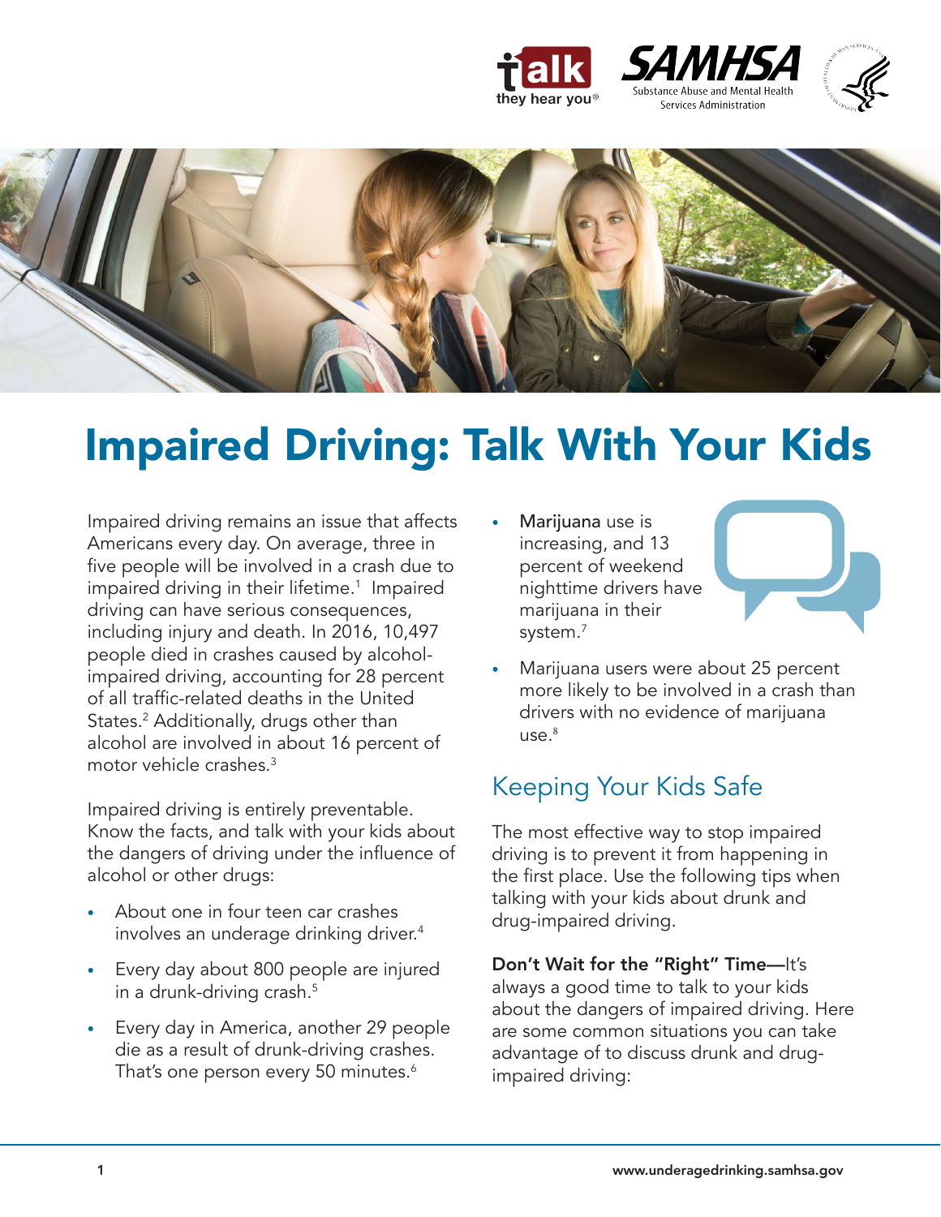# Impaired Driving: Talk With Your Kids

Impaired driving remains an issue that affects Americans every day. On average, three in five people will be involved in a crash due to impaired driving in their lifetime.[1] Impaired driving can have serious consequences, including injury and death. In 2016, 10,497 people died in crashes caused by alcohol-impaired driving, accounting for 28 percent of all traffic-related deaths in the United States.[2] Additionally, drugs other than alcohol are involved in about 16 percent of motor vehicle crashes.[3]

Impaired driving is entirely preventable. Know the facts, and talk with your kids about the dangers of driving under the influence of alcohol or other drugs:

- About one in four teen car crashes involves an underage drinking driver.[4]
- Every day about 800 people are injured in a drunk-driving crash.[5]
- Every day in America, another 29 people die as a result of drunk-driving crashes. That's one person every 50 minutes.[6]
- Marijuana use is increasing, and 13 percent of weekend nighttime drivers have marijuana in their system.[7]
- Marijuana users were about 25 percent more likely to be involved in a crash than drivers with no evidence of marijuana use.[8]

## Keeping Your Kids Safe

The most effective way to stop impaired driving is to prevent it from happening in the first place. Use the following tips when talking with your kids about drunk and drug-impaired driving.

**Don't Wait for the "Right" Time**—It's always a good time to talk to your kids about the dangers of impaired driving. Here are some common situations you can take advantage of to discuss drunk and drug-impaired driving: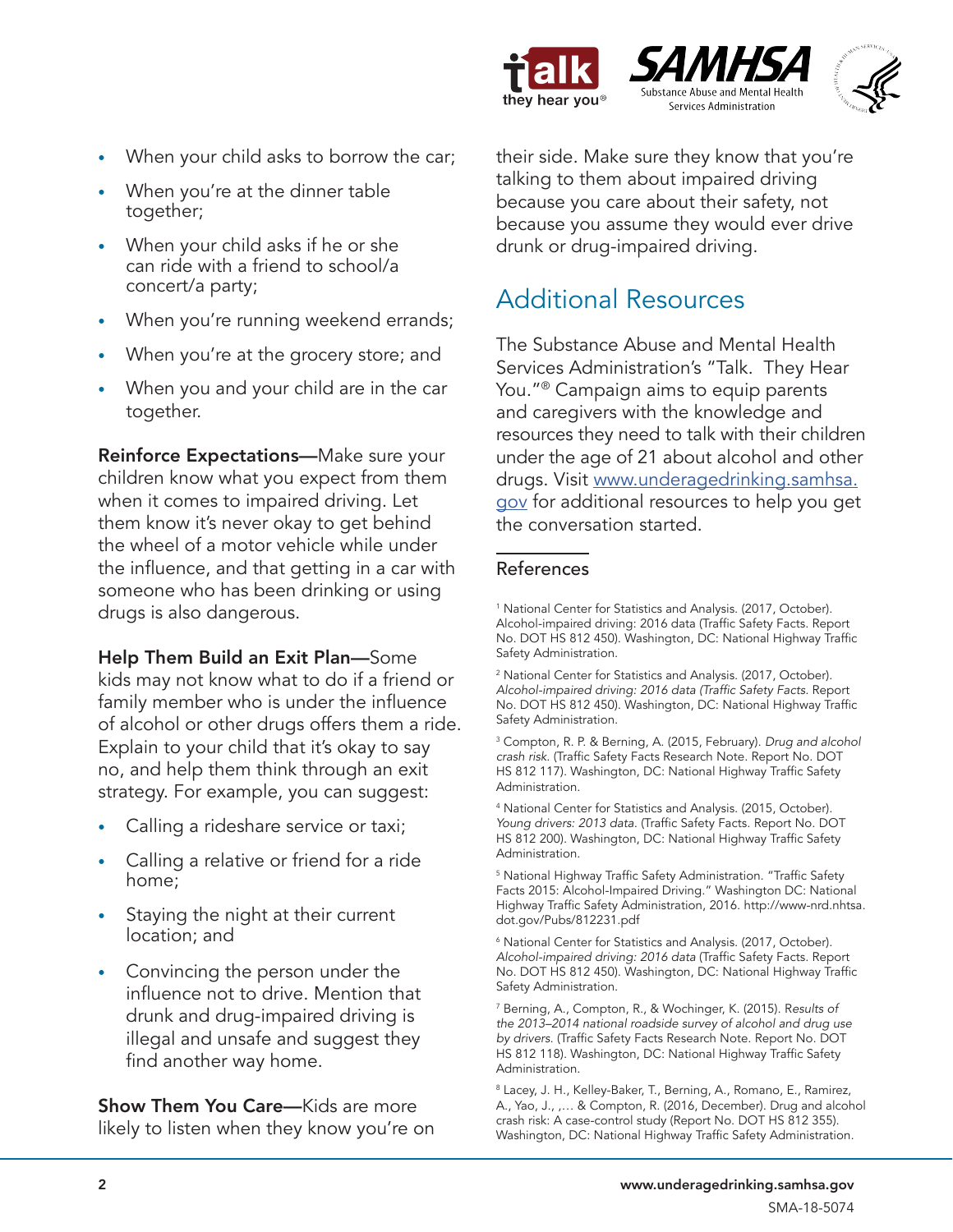- When your child asks to borrow the car;
- When you're at the dinner table together;
- When your child asks if he or she can ride with a friend to school/a concert/a party;
- When you're running weekend errands;
- When you're at the grocery store; and
- When you and your child are in the car together.

**Reinforce Expectations—**Make sure your children know what you expect from them when it comes to impaired driving. Let them know it's never okay to get behind the wheel of a motor vehicle while under the influence, and that getting in a car with someone who has been drinking or using drugs is also dangerous.

**Help Them Build an Exit Plan—**Some kids may not know what to do if a friend or family member who is under the influence of alcohol or other drugs offers them a ride. Explain to your child that it's okay to say no, and help them think through an exit strategy. For example, you can suggest:

- Calling a rideshare service or taxi;
- Calling a relative or friend for a ride home;
- Staying the night at their current location; and
- Convincing the person under the influence not to drive. Mention that drunk and drug-impaired driving is illegal and unsafe and suggest they find another way home.

**Show Them You Care—**Kids are more likely to listen when they know you're on their side. Make sure they know that you're talking to them about impaired driving because you care about their safety, not because you assume they would ever drive drunk or drug-impaired driving.

## Additional Resources

The Substance Abuse and Mental Health Services Administration's "Talk. They Hear You."® Campaign aims to equip parents and caregivers with the knowledge and resources they need to talk with their children under the age of 21 about alcohol and other drugs. Visit www.underagedrinking.samhsa.gov for additional resources to help you get the conversation started.

### References

[1] National Center for Statistics and Analysis. (2017, October). Alcohol-impaired driving: 2016 data (Traffic Safety Facts. Report No. DOT HS 812 450). Washington, DC: National Highway Traffic Safety Administration.

[2] National Center for Statistics and Analysis. (2017, October). *Alcohol-impaired driving: 2016 data (Traffic Safety Facts.* Report No. DOT HS 812 450). Washington, DC: National Highway Traffic Safety Administration.

[3] Compton, R. P. & Berning, A. (2015, February). *Drug and alcohol crash risk.* (Traffic Safety Facts Research Note. Report No. DOT HS 812 117). Washington, DC: National Highway Traffic Safety Administration.

[4] National Center for Statistics and Analysis. (2015, October). *Young drivers: 2013 data.* (Traffic Safety Facts. Report No. DOT HS 812 200). Washington, DC: National Highway Traffic Safety Administration.

[5] National Highway Traffic Safety Administration. "Traffic Safety Facts 2015: Alcohol-Impaired Driving." Washington DC: National Highway Traffic Safety Administration, 2016. http://www-nrd.nhtsa.dot.gov/Pubs/812231.pdf

[6] National Center for Statistics and Analysis. (2017, October). *Alcohol-impaired driving: 2016 data* (Traffic Safety Facts. Report No. DOT HS 812 450). Washington, DC: National Highway Traffic Safety Administration.

[7] Berning, A., Compton, R., & Wochinger, K. (2015). R*esults of the 2013–2014 national roadside survey of alcohol and drug use by drivers.* (Traffic Safety Facts Research Note. Report No. DOT HS 812 118). Washington, DC: National Highway Traffic Safety Administration.

[8] Lacey, J. H., Kelley-Baker, T., Berning, A., Romano, E., Ramirez, A., Yao, J., ,… & Compton, R. (2016, December). Drug and alcohol crash risk: A case-control study (Report No. DOT HS 812 355). Washington, DC: National Highway Traffic Safety Administration.

SMA-18-5074